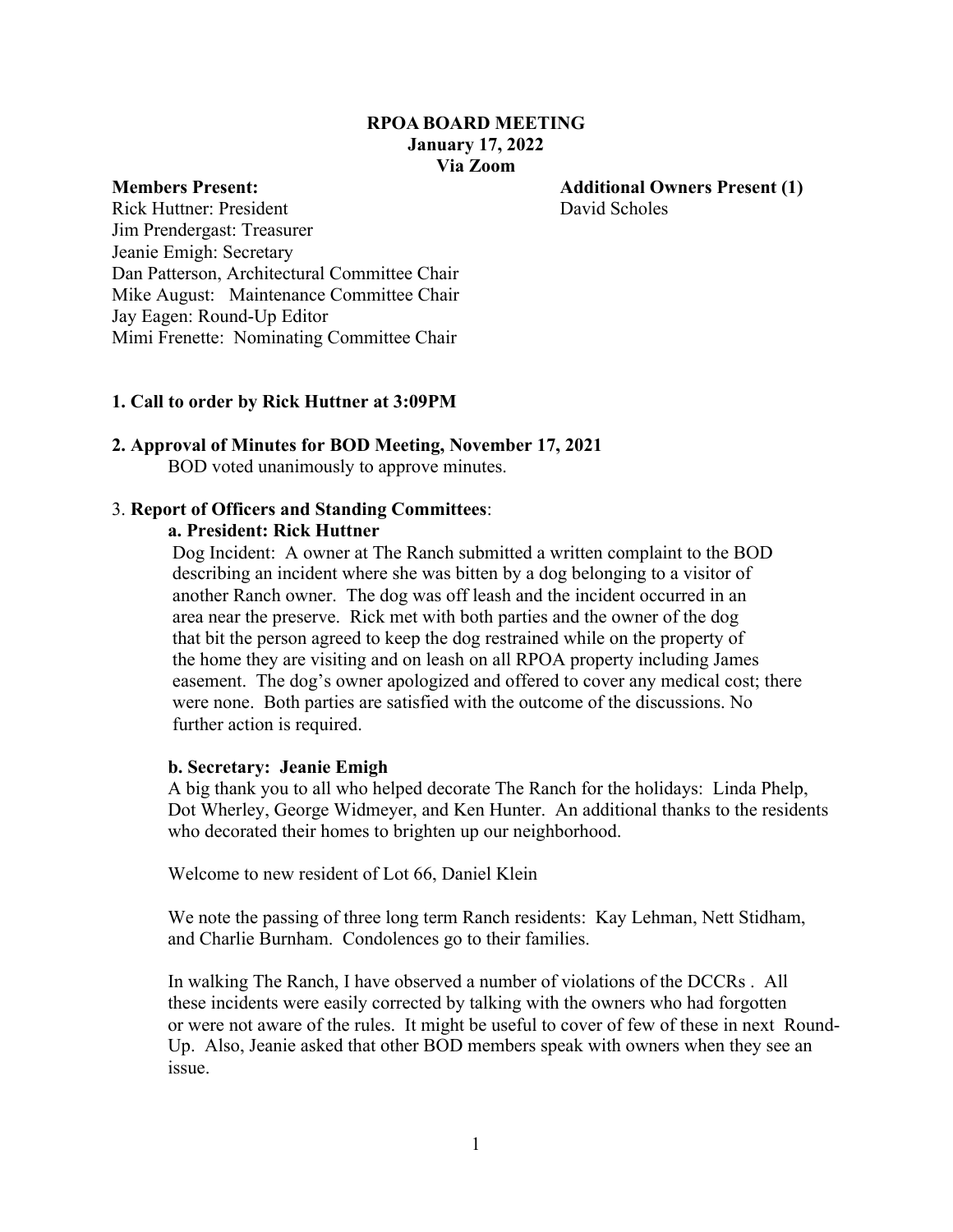**RPOA BOARD MEETING**
**January 17, 2022**
**Via Zoom**

**Members Present:**
Rick Huttner: President
Jim Prendergast: Treasurer
Jeanie Emigh: Secretary
Dan Patterson, Architectural Committee Chair
Mike August: Maintenance Committee Chair
Jay Eagen: Round-Up Editor
Mimi Frenette: Nominating Committee Chair

**Additional Owners Present (1)**
David Scholes

**1. Call to order by Rick Huttner at 3:09PM**

**2. Approval of Minutes for BOD Meeting, November 17, 2021**

BOD voted unanimously to approve minutes.

3. **Report of Officers and Standing Committees**:

**a. President: Rick Huttner**

Dog Incident: A owner at The Ranch submitted a written complaint to the BOD describing an incident where she was bitten by a dog belonging to a visitor of another Ranch owner. The dog was off leash and the incident occurred in an area near the preserve. Rick met with both parties and the owner of the dog that bit the person agreed to keep the dog restrained while on the property of the home they are visiting and on leash on all RPOA property including James easement. The dog's owner apologized and offered to cover any medical cost; there were none. Both parties are satisfied with the outcome of the discussions. No further action is required.

**b. Secretary: Jeanie Emigh**

A big thank you to all who helped decorate The Ranch for the holidays: Linda Phelp, Dot Wherley, George Widmeyer, and Ken Hunter. An additional thanks to the residents who decorated their homes to brighten up our neighborhood.

Welcome to new resident of Lot 66, Daniel Klein

We note the passing of three long term Ranch residents: Kay Lehman, Nett Stidham, and Charlie Burnham. Condolences go to their families.

In walking The Ranch, I have observed a number of violations of the DCCRs . All these incidents were easily corrected by talking with the owners who had forgotten or were not aware of the rules. It might be useful to cover of few of these in next Round-Up. Also, Jeanie asked that other BOD members speak with owners when they see an issue.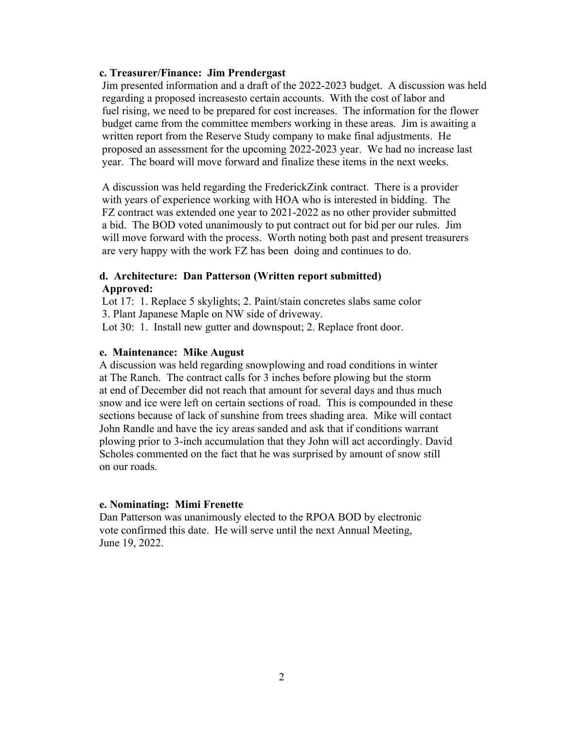**c. Treasurer/Finance: Jim Prendergast**

Jim presented information and a draft of the 2022-2023 budget. A discussion was held regarding a proposed increasesto certain accounts. With the cost of labor and fuel rising, we need to be prepared for cost increases. The information for the flower budget came from the committee members working in these areas. Jim is awaiting a written report from the Reserve Study company to make final adjustments. He proposed an assessment for the upcoming 2022-2023 year. We had no increase last year. The board will move forward and finalize these items in the next weeks.

A discussion was held regarding the FrederickZink contract. There is a provider with years of experience working with HOA who is interested in bidding. The FZ contract was extended one year to 2021-2022 as no other provider submitted a bid. The BOD voted unanimously to put contract out for bid per our rules. Jim will move forward with the process. Worth noting both past and present treasurers are very happy with the work FZ has been doing and continues to do.

**d. Architecture: Dan Patterson (Written report submitted)**
**Approved:**

Lot 17: 1. Replace 5 skylights; 2. Paint/stain concretes slabs same color 3. Plant Japanese Maple on NW side of driveway.
Lot 30: 1. Install new gutter and downspout; 2. Replace front door.

**e. Maintenance: Mike August**

A discussion was held regarding snowplowing and road conditions in winter at The Ranch. The contract calls for 3 inches before plowing but the storm at end of December did not reach that amount for several days and thus much snow and ice were left on certain sections of road. This is compounded in these sections because of lack of sunshine from trees shading area. Mike will contact John Randle and have the icy areas sanded and ask that if conditions warrant plowing prior to 3-inch accumulation that they John will act accordingly. David Scholes commented on the fact that he was surprised by amount of snow still on our roads.

**e. Nominating: Mimi Frenette**

Dan Patterson was unanimously elected to the RPOA BOD by electronic vote confirmed this date. He will serve until the next Annual Meeting, June 19, 2022.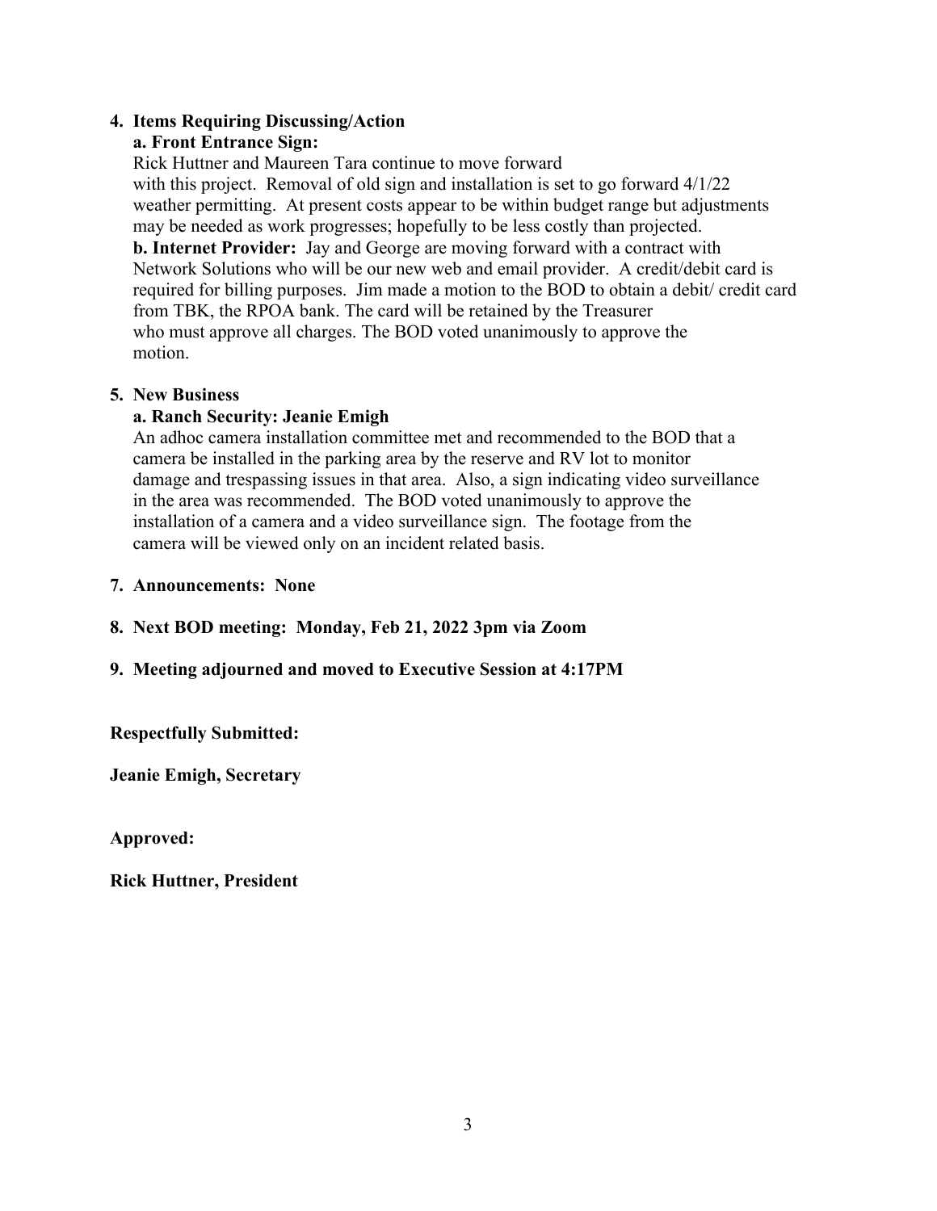4. **Items Requiring Discussing/Action**

   **a. Front Entrance Sign:**
   Rick Huttner and Maureen Tara continue to move forward with this project. Removal of old sign and installation is set to go forward 4/1/22 weather permitting. At present costs appear to be within budget range but adjustments may be needed as work progresses; hopefully to be less costly than projected.

   **b. Internet Provider:** Jay and George are moving forward with a contract with Network Solutions who will be our new web and email provider. A credit/debit card is required for billing purposes. Jim made a motion to the BOD to obtain a debit/ credit card from TBK, the RPOA bank. The card will be retained by the Treasurer who must approve all charges. The BOD voted unanimously to approve the motion.

5. **New Business**

   **a. Ranch Security: Jeanie Emigh**
   An adhoc camera installation committee met and recommended to the BOD that a camera be installed in the parking area by the reserve and RV lot to monitor damage and trespassing issues in that area. Also, a sign indicating video surveillance in the area was recommended. The BOD voted unanimously to approve the installation of a camera and a video surveillance sign. The footage from the camera will be viewed only on an incident related basis.

7. **Announcements: None**

8. **Next BOD meeting: Monday, Feb 21, 2022 3pm via Zoom**

9. **Meeting adjourned and moved to Executive Session at 4:17PM**

**Respectfully Submitted:**

**Jeanie Emigh, Secretary**

**Approved:**

**Rick Huttner, President**